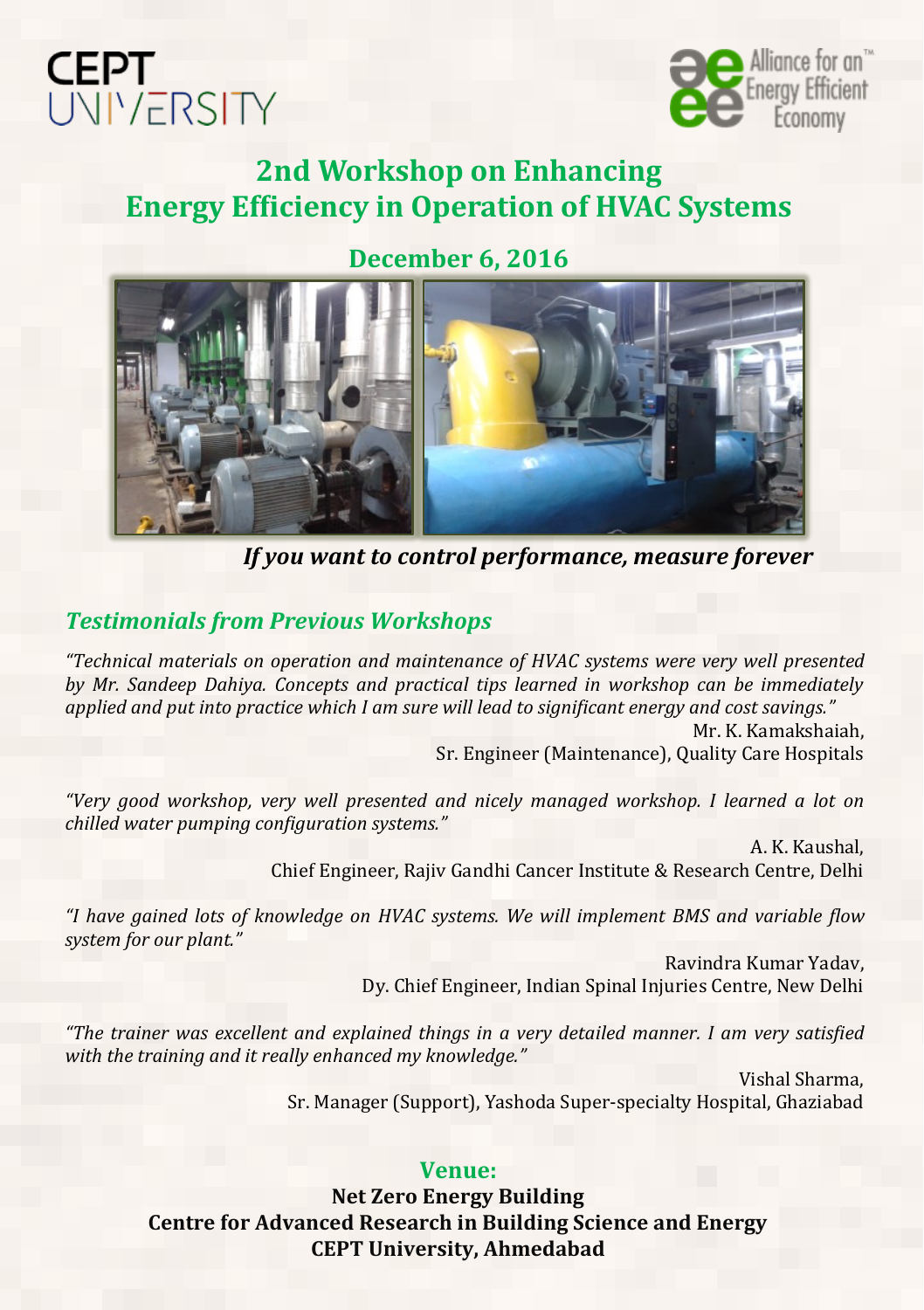CEPT UNIVERSITY

Alliance for an Energy Efficient Economy

# 2nd Workshop on Enhancing Energy Efficiency in Operation of HVAC Systems

## December 6, 2016

***If you want to control performance, measure forever***

## *Testimonials from Previous Workshops*

*"Technical materials on operation and maintenance of HVAC systems were very well presented by Mr. Sandeep Dahiya. Concepts and practical tips learned in workshop can be immediately applied and put into practice which I am sure will lead to significant energy and cost savings."*

Mr. K. Kamakshaiah,
Sr. Engineer (Maintenance), Quality Care Hospitals

*"Very good workshop, very well presented and nicely managed workshop. I learned a lot on chilled water pumping configuration systems."*

A. K. Kaushal,
Chief Engineer, Rajiv Gandhi Cancer Institute & Research Centre, Delhi

*"I have gained lots of knowledge on HVAC systems. We will implement BMS and variable flow system for our plant."*

Ravindra Kumar Yadav,
Dy. Chief Engineer, Indian Spinal Injuries Centre, New Delhi

*"The trainer was excellent and explained things in a very detailed manner. I am very satisfied with the training and it really enhanced my knowledge."*

Vishal Sharma,
Sr. Manager (Support), Yashoda Super-specialty Hospital, Ghaziabad

## Venue:

**Net Zero Energy Building**
**Centre for Advanced Research in Building Science and Energy**
**CEPT University, Ahmedabad**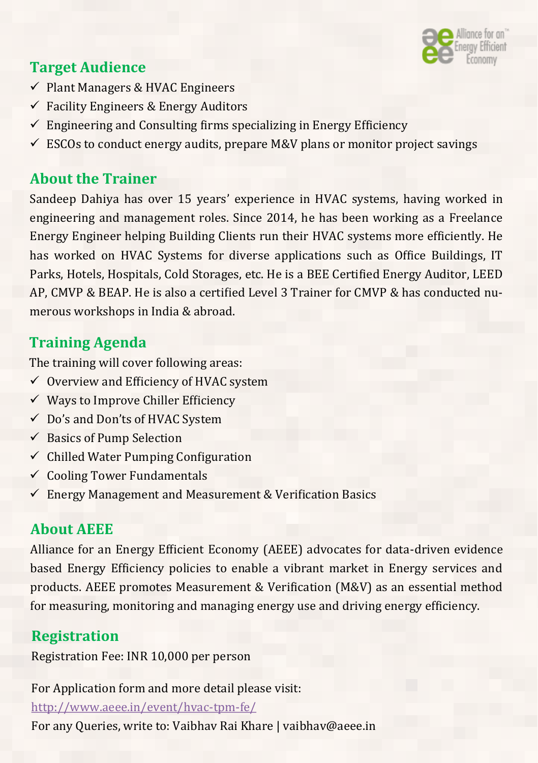## Target Audience

- ✓ Plant Managers & HVAC Engineers
- ✓ Facility Engineers & Energy Auditors
- ✓ Engineering and Consulting firms specializing in Energy Efficiency
- ✓ ESCOs to conduct energy audits, prepare M&V plans or monitor project savings

## About the Trainer

Sandeep Dahiya has over 15 years' experience in HVAC systems, having worked in engineering and management roles. Since 2014, he has been working as a Freelance Energy Engineer helping Building Clients run their HVAC systems more efficiently. He has worked on HVAC Systems for diverse applications such as Office Buildings, IT Parks, Hotels, Hospitals, Cold Storages, etc. He is a BEE Certified Energy Auditor, LEED AP, CMVP & BEAP. He is also a certified Level 3 Trainer for CMVP & has conducted numerous workshops in India & abroad.

## Training Agenda

The training will cover following areas:

- ✓ Overview and Efficiency of HVAC system
- ✓ Ways to Improve Chiller Efficiency
- ✓ Do's and Don'ts of HVAC System
- ✓ Basics of Pump Selection
- ✓ Chilled Water Pumping Configuration
- ✓ Cooling Tower Fundamentals
- ✓ Energy Management and Measurement & Verification Basics

## About AEEE

Alliance for an Energy Efficient Economy (AEEE) advocates for data-driven evidence based Energy Efficiency policies to enable a vibrant market in Energy services and products. AEEE promotes Measurement & Verification (M&V) as an essential method for measuring, monitoring and managing energy use and driving energy efficiency.

## Registration

Registration Fee: INR 10,000 per person

For Application form and more detail please visit:
http://www.aeee.in/event/hvac-tpm-fe/
For any Queries, write to: Vaibhav Rai Khare | vaibhav@aeee.in